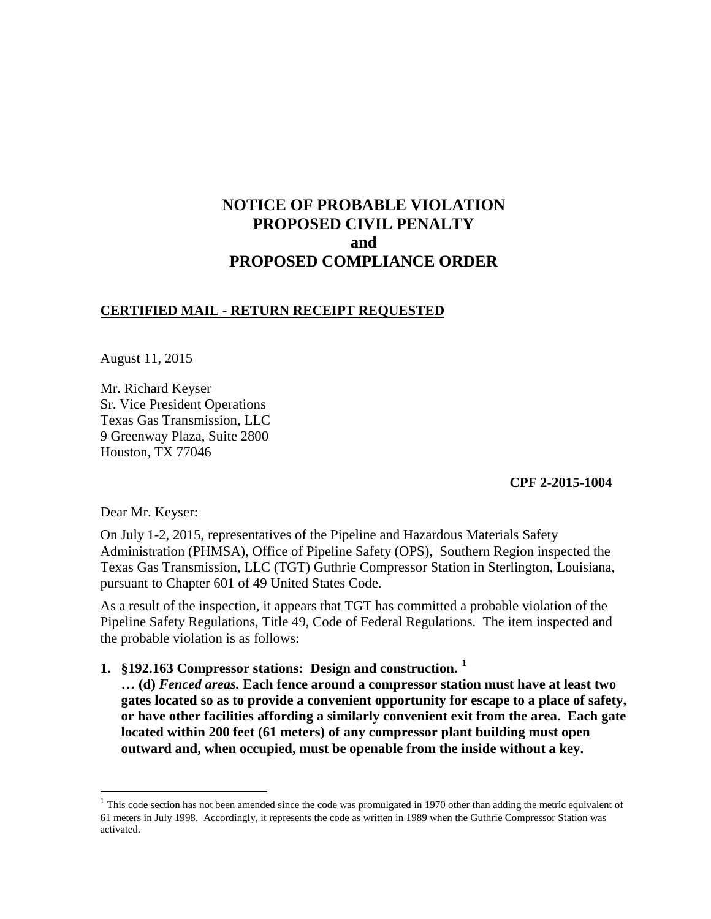# NOTICE OF PROBABLE VIOLATION
# PROPOSED CIVIL PENALTY
# and
# PROPOSED COMPLIANCE ORDER

**<u>CERTIFIED MAIL - RETURN RECEIPT REQUESTED</u>**

August 11, 2015

Mr. Richard Keyser
Sr. Vice President Operations
Texas Gas Transmission, LLC
9 Greenway Plaza, Suite 2800
Houston, TX 77046

**CPF 2-2015-1004**

Dear Mr. Keyser:

On July 1-2, 2015, representatives of the Pipeline and Hazardous Materials Safety Administration (PHMSA), Office of Pipeline Safety (OPS), Southern Region inspected the Texas Gas Transmission, LLC (TGT) Guthrie Compressor Station in Sterlington, Louisiana, pursuant to Chapter 601 of 49 United States Code.

As a result of the inspection, it appears that TGT has committed a probable violation of the Pipeline Safety Regulations, Title 49, Code of Federal Regulations. The item inspected and the probable violation is as follows:

1. **§192.163 Compressor stations: Design and construction.** [1]
   **… (d)** ***Fenced areas.*** **Each fence around a compressor station must have at least two gates located so as to provide a convenient opportunity for escape to a place of safety, or have other facilities affording a similarly convenient exit from the area. Each gate located within 200 feet (61 meters) of any compressor plant building must open outward and, when occupied, must be openable from the inside without a key.**

---

[1] This code section has not been amended since the code was promulgated in 1970 other than adding the metric equivalent of 61 meters in July 1998. Accordingly, it represents the code as written in 1989 when the Guthrie Compressor Station was activated.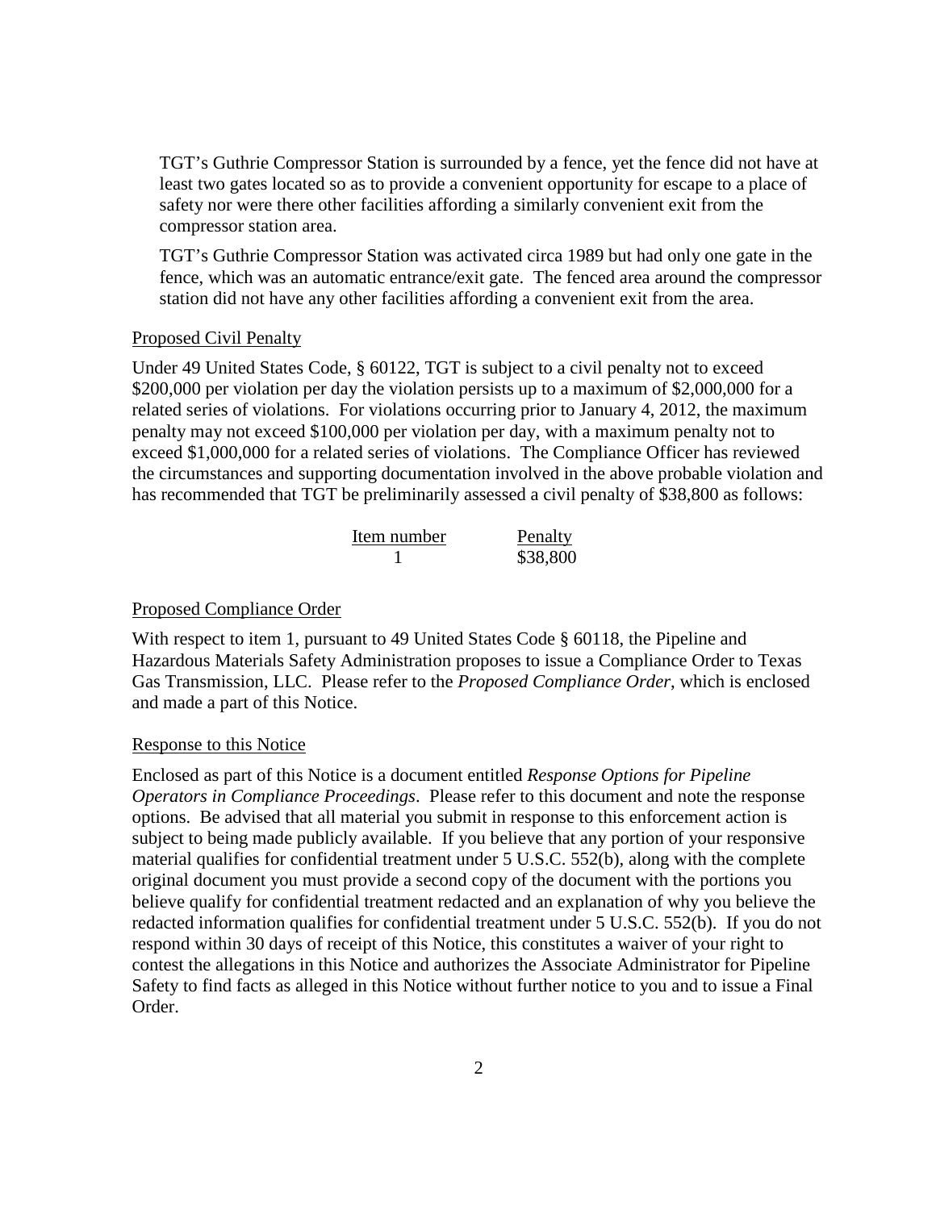TGT's Guthrie Compressor Station is surrounded by a fence, yet the fence did not have at least two gates located so as to provide a convenient opportunity for escape to a place of safety nor were there other facilities affording a similarly convenient exit from the compressor station area.

TGT's Guthrie Compressor Station was activated circa 1989 but had only one gate in the fence, which was an automatic entrance/exit gate. The fenced area around the compressor station did not have any other facilities affording a convenient exit from the area.

Proposed Civil Penalty

Under 49 United States Code, § 60122, TGT is subject to a civil penalty not to exceed $200,000 per violation per day the violation persists up to a maximum of $2,000,000 for a related series of violations. For violations occurring prior to January 4, 2012, the maximum penalty may not exceed $100,000 per violation per day, with a maximum penalty not to exceed $1,000,000 for a related series of violations. The Compliance Officer has reviewed the circumstances and supporting documentation involved in the above probable violation and has recommended that TGT be preliminarily assessed a civil penalty of $38,800 as follows:

| Item number | Penalty |
| --- | --- |
| 1 | $38,800 |

Proposed Compliance Order

With respect to item 1, pursuant to 49 United States Code § 60118, the Pipeline and Hazardous Materials Safety Administration proposes to issue a Compliance Order to Texas Gas Transmission, LLC. Please refer to the *Proposed Compliance Order*, which is enclosed and made a part of this Notice.

Response to this Notice

Enclosed as part of this Notice is a document entitled *Response Options for Pipeline Operators in Compliance Proceedings*. Please refer to this document and note the response options. Be advised that all material you submit in response to this enforcement action is subject to being made publicly available. If you believe that any portion of your responsive material qualifies for confidential treatment under 5 U.S.C. 552(b), along with the complete original document you must provide a second copy of the document with the portions you believe qualify for confidential treatment redacted and an explanation of why you believe the redacted information qualifies for confidential treatment under 5 U.S.C. 552(b). If you do not respond within 30 days of receipt of this Notice, this constitutes a waiver of your right to contest the allegations in this Notice and authorizes the Associate Administrator for Pipeline Safety to find facts as alleged in this Notice without further notice to you and to issue a Final Order.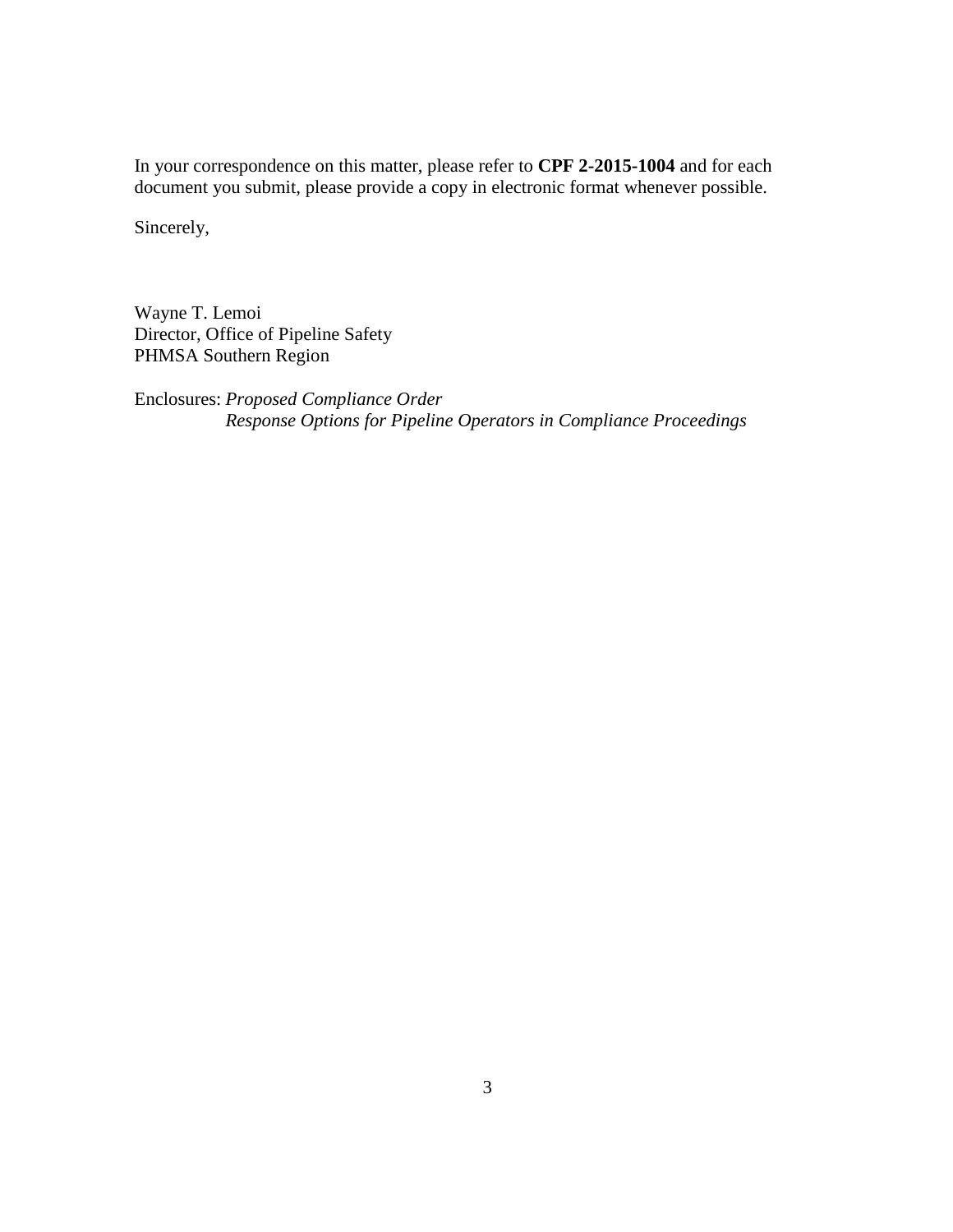In your correspondence on this matter, please refer to **CPF 2-2015-1004** and for each document you submit, please provide a copy in electronic format whenever possible.

Sincerely,

Wayne T. Lemoi
Director, Office of Pipeline Safety
PHMSA Southern Region

Enclosures: *Proposed Compliance Order*
*Response Options for Pipeline Operators in Compliance Proceedings*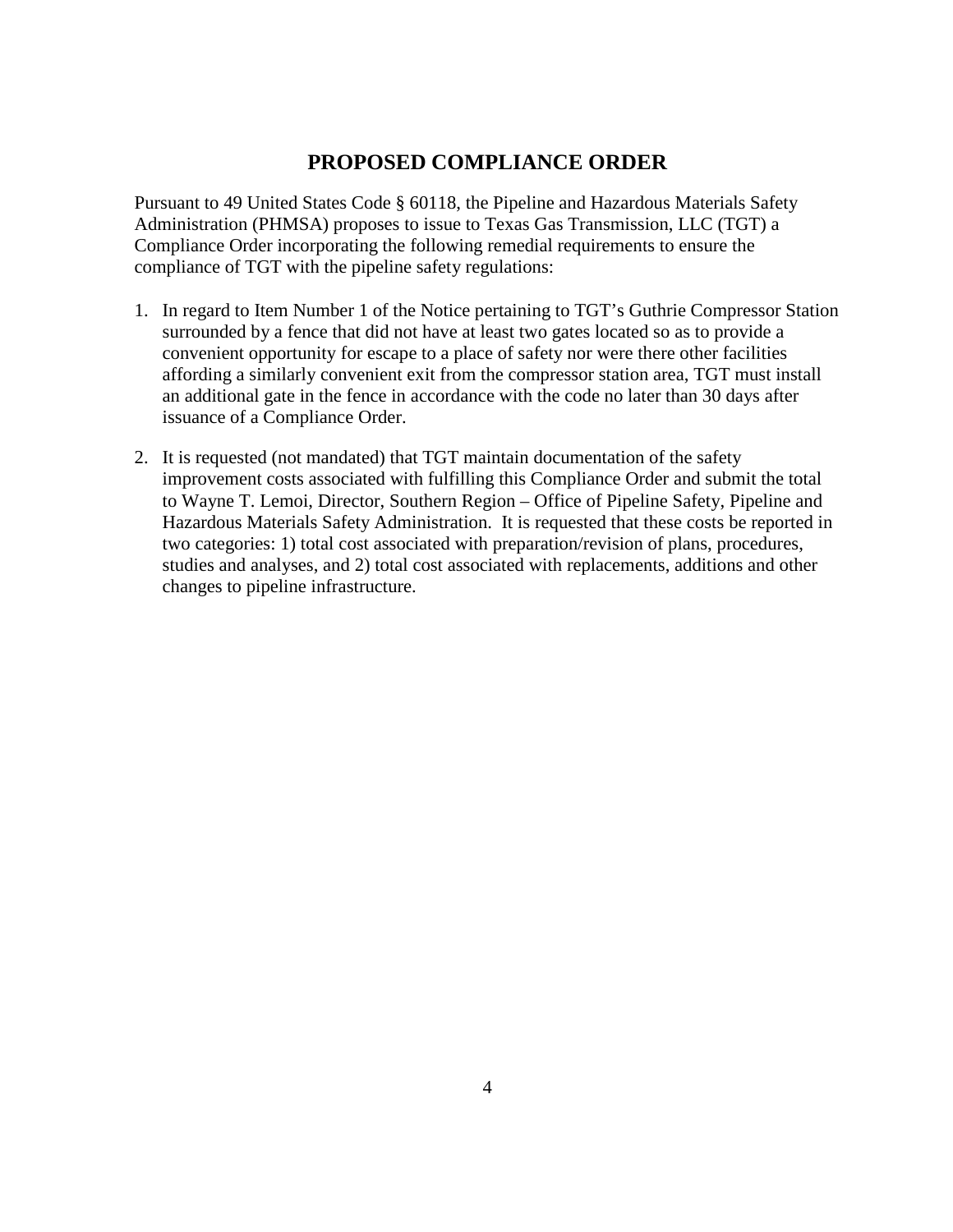# PROPOSED COMPLIANCE ORDER

Pursuant to 49 United States Code § 60118, the Pipeline and Hazardous Materials Safety Administration (PHMSA) proposes to issue to Texas Gas Transmission, LLC (TGT) a Compliance Order incorporating the following remedial requirements to ensure the compliance of TGT with the pipeline safety regulations:

1. In regard to Item Number 1 of the Notice pertaining to TGT's Guthrie Compressor Station surrounded by a fence that did not have at least two gates located so as to provide a convenient opportunity for escape to a place of safety nor were there other facilities affording a similarly convenient exit from the compressor station area, TGT must install an additional gate in the fence in accordance with the code no later than 30 days after issuance of a Compliance Order.

2. It is requested (not mandated) that TGT maintain documentation of the safety improvement costs associated with fulfilling this Compliance Order and submit the total to Wayne T. Lemoi, Director, Southern Region – Office of Pipeline Safety, Pipeline and Hazardous Materials Safety Administration. It is requested that these costs be reported in two categories: 1) total cost associated with preparation/revision of plans, procedures, studies and analyses, and 2) total cost associated with replacements, additions and other changes to pipeline infrastructure.